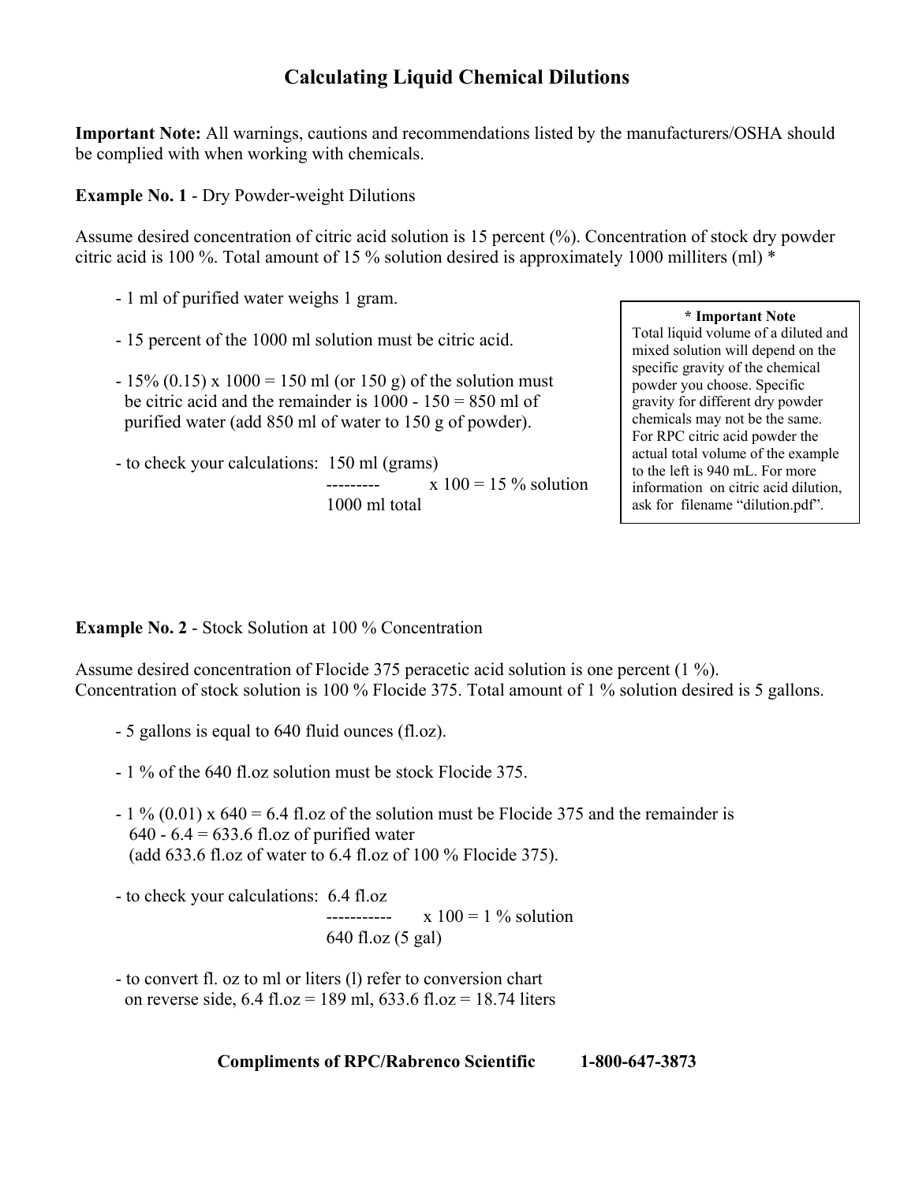# Calculating Liquid Chemical Dilutions

**Important Note:** All warnings, cautions and recommendations listed by the manufacturers/OSHA should be complied with when working with chemicals.

**Example No. 1** - Dry Powder-weight Dilutions

Assume desired concentration of citric acid solution is 15 percent (%). Concentration of stock dry powder citric acid is 100 %. Total amount of 15 % solution desired is approximately 1000 milliters (ml) *

- 1 ml of purified water weighs 1 gram.
- 15 percent of the 1000 ml solution must be citric acid.
- 15% (0.15) x 1000 = 150 ml (or 150 g) of the solution must be citric acid and the remainder is 1000 - 150 = 850 ml of purified water (add 850 ml of water to 150 g of powder).
- to check your calculations: $\frac{150 \text{ ml (grams)}}{1000 \text{ ml total}} \times 100 = 15\ \%$ solution

> **\* Important Note**
> Total liquid volume of a diluted and mixed solution will depend on the specific gravity of the chemical powder you choose. Specific gravity for different dry powder chemicals may not be the same. For RPC citric acid powder the actual total volume of the example to the left is 940 mL. For more information on citric acid dilution, ask for filename "dilution.pdf".

**Example No. 2** - Stock Solution at 100 % Concentration

Assume desired concentration of Flocide 375 peracetic acid solution is one percent (1 %). Concentration of stock solution is 100 % Flocide 375. Total amount of 1 % solution desired is 5 gallons.

- 5 gallons is equal to 640 fluid ounces (fl.oz).
- 1 % of the 640 fl.oz solution must be stock Flocide 375.
- 1 % (0.01) x 640 = 6.4 fl.oz of the solution must be Flocide 375 and the remainder is 640 - 6.4 = 633.6 fl.oz of purified water (add 633.6 fl.oz of water to 6.4 fl.oz of 100 % Flocide 375).
- to check your calculations: $\frac{6.4 \text{ fl.oz}}{640 \text{ fl.oz (5 gal)}} \times 100 = 1\ \%$ solution
- to convert fl. oz to ml or liters (l) refer to conversion chart on reverse side, 6.4 fl.oz = 189 ml, 633.6 fl.oz = 18.74 liters

**Compliments of RPC/Rabrenco Scientific 1-800-647-3873**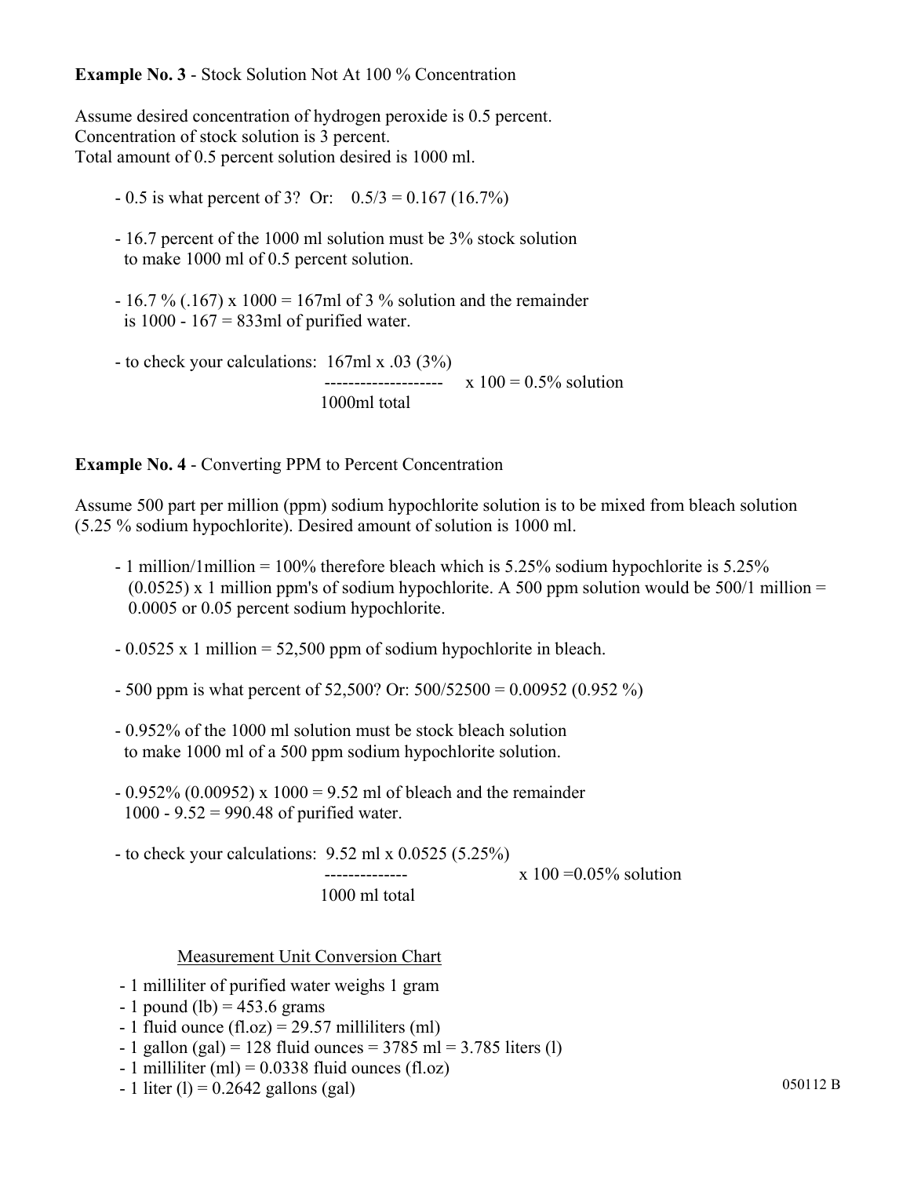**Example No. 3** - Stock Solution Not At 100 % Concentration

Assume desired concentration of hydrogen peroxide is 0.5 percent.
Concentration of stock solution is 3 percent.
Total amount of 0.5 percent solution desired is 1000 ml.

- 0.5 is what percent of 3? Or: 0.5/3 = 0.167 (16.7%)

- 16.7 percent of the 1000 ml solution must be 3% stock solution to make 1000 ml of 0.5 percent solution.

- 16.7 % (.167) x 1000 = 167ml of 3 % solution and the remainder is 1000 - 167 = 833ml of purified water.

- to check your calculations: $\frac{167\text{ml} \times .03\ (3\%)}{1000\text{ml total}} \times 100 = 0.5\%$ solution

**Example No. 4** - Converting PPM to Percent Concentration

Assume 500 part per million (ppm) sodium hypochlorite solution is to be mixed from bleach solution (5.25 % sodium hypochlorite). Desired amount of solution is 1000 ml.

- 1 million/1million = 100% therefore bleach which is 5.25% sodium hypochlorite is 5.25% (0.0525) x 1 million ppm's of sodium hypochlorite. A 500 ppm solution would be 500/1 million = 0.0005 or 0.05 percent sodium hypochlorite.

- 0.0525 x 1 million = 52,500 ppm of sodium hypochlorite in bleach.

- 500 ppm is what percent of 52,500? Or: 500/52500 = 0.00952 (0.952 %)

- 0.952% of the 1000 ml solution must be stock bleach solution to make 1000 ml of a 500 ppm sodium hypochlorite solution.

- 0.952% (0.00952) x 1000 = 9.52 ml of bleach and the remainder 1000 - 9.52 = 990.48 of purified water.

- to check your calculations: $\frac{9.52\text{ ml} \times 0.0525\ (5.25\%)}{1000\text{ ml total}} \times 100 = 0.05\%$ solution

<u>Measurement Unit Conversion Chart</u>

- 1 milliliter of purified water weighs 1 gram
- 1 pound (lb) = 453.6 grams
- 1 fluid ounce (fl.oz) = 29.57 milliliters (ml)
- 1 gallon (gal) = 128 fluid ounces = 3785 ml = 3.785 liters (l)
- 1 milliliter (ml) = 0.0338 fluid ounces (fl.oz)
- 1 liter (l) = 0.2642 gallons (gal)

050112 B